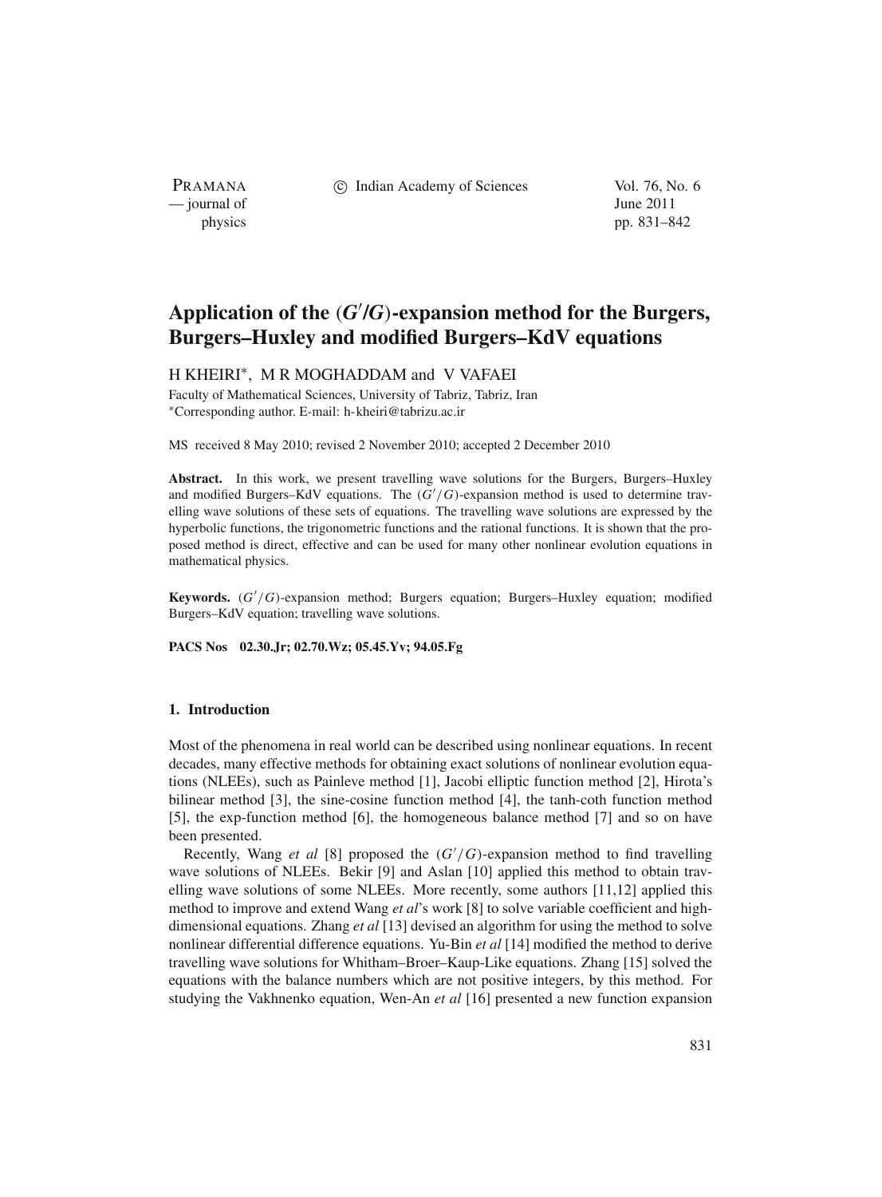# Application of the $(G'/G)$-expansion method for the Burgers, Burgers–Huxley and modified Burgers–KdV equations

H KHEIRI*, M R MOGHADDAM and V VAFAEI

Faculty of Mathematical Sciences, University of Tabriz, Tabriz, Iran
*Corresponding author. E-mail: h-kheiri@tabrizu.ac.ir

MS received 8 May 2010; revised 2 November 2010; accepted 2 December 2010

**Abstract.** In this work, we present travelling wave solutions for the Burgers, Burgers–Huxley and modified Burgers–KdV equations. The $(G'/G)$-expansion method is used to determine travelling wave solutions of these sets of equations. The travelling wave solutions are expressed by the hyperbolic functions, the trigonometric functions and the rational functions. It is shown that the proposed method is direct, effective and can be used for many other nonlinear evolution equations in mathematical physics.

**Keywords.** $(G'/G)$-expansion method; Burgers equation; Burgers–Huxley equation; modified Burgers–KdV equation; travelling wave solutions.

**PACS Nos** **02.30.Jr; 02.70.Wz; 05.45.Yv; 94.05.Fg**

## 1. Introduction

Most of the phenomena in real world can be described using nonlinear equations. In recent decades, many effective methods for obtaining exact solutions of nonlinear evolution equations (NLEEs), such as Painleve method [1], Jacobi elliptic function method [2], Hirota's bilinear method [3], the sine-cosine function method [4], the tanh-coth function method [5], the exp-function method [6], the homogeneous balance method [7] and so on have been presented.

Recently, Wang *et al* [8] proposed the $(G'/G)$-expansion method to find travelling wave solutions of NLEEs. Bekir [9] and Aslan [10] applied this method to obtain travelling wave solutions of some NLEEs. More recently, some authors [11,12] applied this method to improve and extend Wang *et al*'s work [8] to solve variable coefficient and high-dimensional equations. Zhang *et al* [13] devised an algorithm for using the method to solve nonlinear differential difference equations. Yu-Bin *et al* [14] modified the method to derive travelling wave solutions for Whitham–Broer–Kaup-Like equations. Zhang [15] solved the equations with the balance numbers which are not positive integers, by this method. For studying the Vakhnenko equation, Wen-An *et al* [16] presented a new function expansion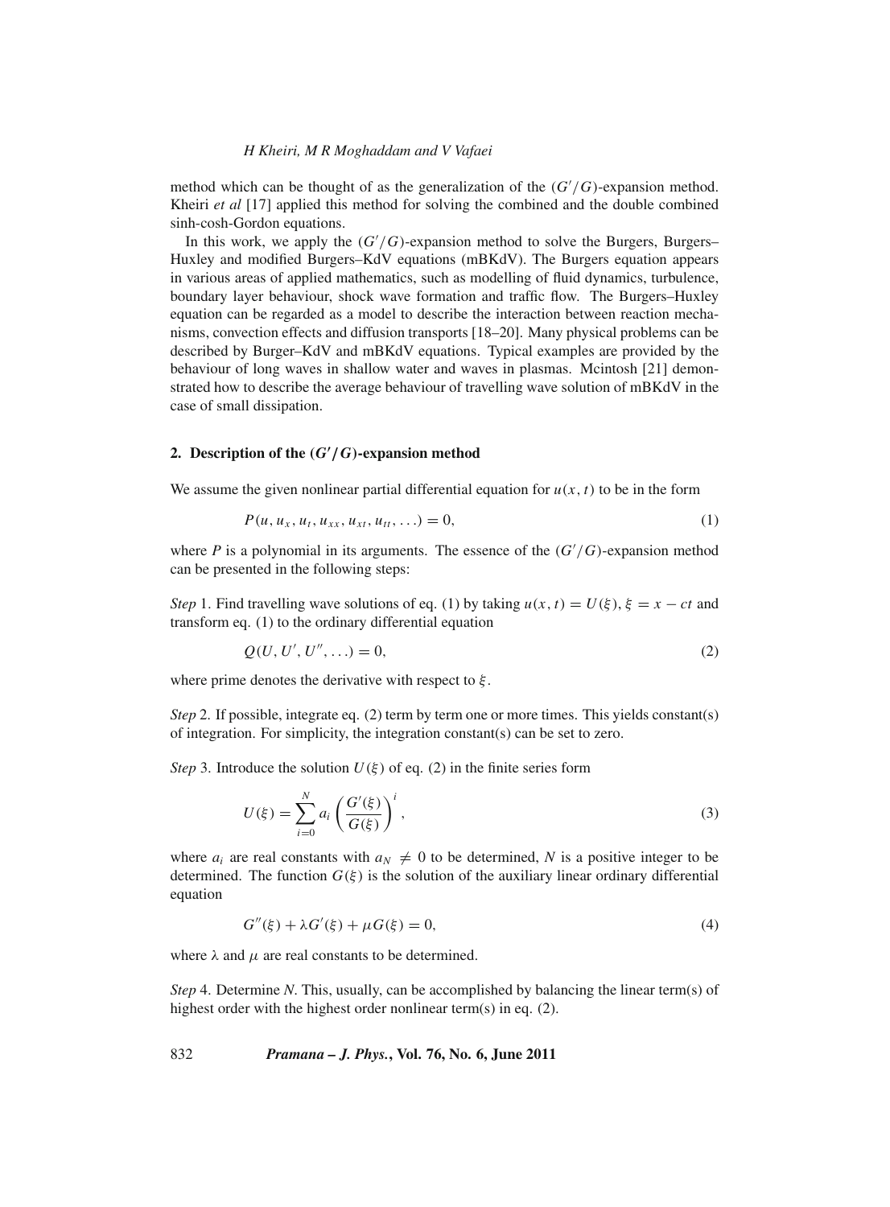method which can be thought of as the generalization of the $(G'/G)$-expansion method. Kheiri *et al* [17] applied this method for solving the combined and the double combined sinh-cosh-Gordon equations.

In this work, we apply the $(G'/G)$-expansion method to solve the Burgers, Burgers–Huxley and modified Burgers–KdV equations (mBKdV). The Burgers equation appears in various areas of applied mathematics, such as modelling of fluid dynamics, turbulence, boundary layer behaviour, shock wave formation and traffic flow. The Burgers–Huxley equation can be regarded as a model to describe the interaction between reaction mechanisms, convection effects and diffusion transports [18–20]. Many physical problems can be described by Burger–KdV and mBKdV equations. Typical examples are provided by the behaviour of long waves in shallow water and waves in plasmas. Mcintosh [21] demonstrated how to describe the average behaviour of travelling wave solution of mBKdV in the case of small dissipation.

## 2. Description of the $(G'/G)$-expansion method

We assume the given nonlinear partial differential equation for $u(x, t)$ to be in the form

$$P(u, u_x, u_t, u_{xx}, u_{xt}, u_{tt}, \ldots) = 0, \tag{1}$$

where $P$ is a polynomial in its arguments. The essence of the $(G'/G)$-expansion method can be presented in the following steps:

*Step* 1. Find travelling wave solutions of eq. (1) by taking $u(x, t) = U(\xi)$, $\xi = x - ct$ and transform eq. (1) to the ordinary differential equation

$$Q(U, U', U'', \ldots) = 0, \tag{2}$$

where prime denotes the derivative with respect to $\xi$.

*Step* 2. If possible, integrate eq. (2) term by term one or more times. This yields constant(s) of integration. For simplicity, the integration constant(s) can be set to zero.

*Step* 3. Introduce the solution $U(\xi)$ of eq. (2) in the finite series form

$$U(\xi) = \sum_{i=0}^{N} a_i \left( \frac{G'(\xi)}{G(\xi)} \right)^i, \tag{3}$$

where $a_i$ are real constants with $a_N \neq 0$ to be determined, $N$ is a positive integer to be determined. The function $G(\xi)$ is the solution of the auxiliary linear ordinary differential equation

$$G''(\xi) + \lambda G'(\xi) + \mu G(\xi) = 0, \tag{4}$$

where $\lambda$ and $\mu$ are real constants to be determined.

*Step* 4. Determine $N$. This, usually, can be accomplished by balancing the linear term(s) of highest order with the highest order nonlinear term(s) in eq. (2).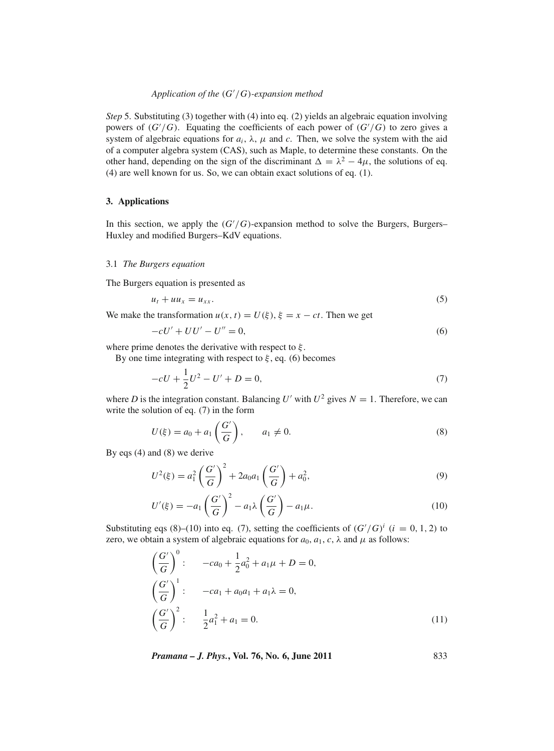*Step* 5. Substituting (3) together with (4) into eq. (2) yields an algebraic equation involving powers of $(G'/G)$. Equating the coefficients of each power of $(G'/G)$ to zero gives a system of algebraic equations for $a_i$, $\lambda$, $\mu$ and $c$. Then, we solve the system with the aid of a computer algebra system (CAS), such as Maple, to determine these constants. On the other hand, depending on the sign of the discriminant $\Delta = \lambda^2 - 4\mu$, the solutions of eq. (4) are well known for us. So, we can obtain exact solutions of eq. (1).

## 3. Applications

In this section, we apply the $(G'/G)$-expansion method to solve the Burgers, Burgers–Huxley and modified Burgers–KdV equations.

### 3.1 *The Burgers equation*

The Burgers equation is presented as

$$u_t + uu_x = u_{xx}. \tag{5}$$

We make the transformation $u(x,t) = U(\xi)$, $\xi = x - ct$. Then we get

$$-cU' + UU' - U'' = 0, \tag{6}$$

where prime denotes the derivative with respect to $\xi$.

By one time integrating with respect to $\xi$, eq. (6) becomes

$$-cU + \frac{1}{2}U^2 - U' + D = 0, \tag{7}$$

where $D$ is the integration constant. Balancing $U'$ with $U^2$ gives $N = 1$. Therefore, we can write the solution of eq. (7) in the form

$$U(\xi) = a_0 + a_1\left(\frac{G'}{G}\right), \qquad a_1 \neq 0. \tag{8}$$

By eqs (4) and (8) we derive

$$U^2(\xi) = a_1^2\left(\frac{G'}{G}\right)^2 + 2a_0a_1\left(\frac{G'}{G}\right) + a_0^2, \tag{9}$$

$$U'(\xi) = -a_1\left(\frac{G'}{G}\right)^2 - a_1\lambda\left(\frac{G'}{G}\right) - a_1\mu. \tag{10}$$

Substituting eqs (8)–(10) into eq. (7), setting the coefficients of $(G'/G)^i$ $(i = 0, 1, 2)$ to zero, we obtain a system of algebraic equations for $a_0$, $a_1$, $c$, $\lambda$ and $\mu$ as follows:

$$\begin{aligned}
&\left(\frac{G'}{G}\right)^0: \qquad -ca_0 + \frac{1}{2}a_0^2 + a_1\mu + D = 0,\\
&\left(\frac{G'}{G}\right)^1: \qquad -ca_1 + a_0a_1 + a_1\lambda = 0,\\
&\left(\frac{G'}{G}\right)^2: \qquad \frac{1}{2}a_1^2 + a_1 = 0.
\end{aligned} \tag{11}$$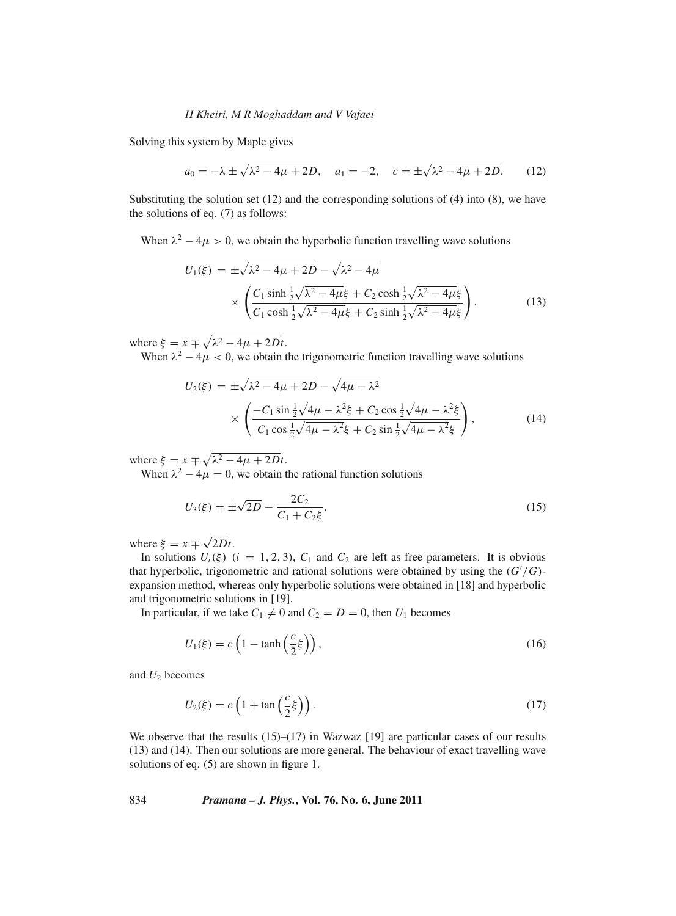Solving this system by Maple gives

$$a_0 = -\lambda \pm \sqrt{\lambda^2 - 4\mu + 2D}, \quad a_1 = -2, \quad c = \pm\sqrt{\lambda^2 - 4\mu + 2D}. \tag{12}$$

Substituting the solution set (12) and the corresponding solutions of (4) into (8), we have the solutions of eq. (7) as follows:

When $\lambda^2 - 4\mu > 0$, we obtain the hyperbolic function travelling wave solutions

$$U_1(\xi) = \pm\sqrt{\lambda^2 - 4\mu + 2D} - \sqrt{\lambda^2 - 4\mu} \times \left( \frac{C_1 \sinh \frac{1}{2}\sqrt{\lambda^2 - 4\mu}\xi + C_2 \cosh \frac{1}{2}\sqrt{\lambda^2 - 4\mu}\xi}{C_1 \cosh \frac{1}{2}\sqrt{\lambda^2 - 4\mu}\xi + C_2 \sinh \frac{1}{2}\sqrt{\lambda^2 - 4\mu}\xi} \right), \tag{13}$$

where $\xi = x \mp \sqrt{\lambda^2 - 4\mu + 2D}t$.

When $\lambda^2 - 4\mu < 0$, we obtain the trigonometric function travelling wave solutions

$$U_2(\xi) = \pm\sqrt{\lambda^2 - 4\mu + 2D} - \sqrt{4\mu - \lambda^2} \times \left( \frac{-C_1 \sin \frac{1}{2}\sqrt{4\mu - \lambda^2}\xi + C_2 \cos \frac{1}{2}\sqrt{4\mu - \lambda^2}\xi}{C_1 \cos \frac{1}{2}\sqrt{4\mu - \lambda^2}\xi + C_2 \sin \frac{1}{2}\sqrt{4\mu - \lambda^2}\xi} \right), \tag{14}$$

where $\xi = x \mp \sqrt{\lambda^2 - 4\mu + 2D}t$.

When $\lambda^2 - 4\mu = 0$, we obtain the rational function solutions

$$U_3(\xi) = \pm\sqrt{2D} - \frac{2C_2}{C_1 + C_2\xi}, \tag{15}$$

where $\xi = x \mp \sqrt{2D}t$.

In solutions $U_i(\xi)$ $(i = 1, 2, 3)$, $C_1$ and $C_2$ are left as free parameters. It is obvious that hyperbolic, trigonometric and rational solutions were obtained by using the $(G'/G)$-expansion method, whereas only hyperbolic solutions were obtained in [18] and hyperbolic and trigonometric solutions in [19].

In particular, if we take $C_1 \neq 0$ and $C_2 = D = 0$, then $U_1$ becomes

$$U_1(\xi) = c\left(1 - \tanh\left(\frac{c}{2}\xi\right)\right), \tag{16}$$

and $U_2$ becomes

$$U_2(\xi) = c\left(1 + \tan\left(\frac{c}{2}\xi\right)\right). \tag{17}$$

We observe that the results (15)–(17) in Wazwaz [19] are particular cases of our results (13) and (14). Then our solutions are more general. The behaviour of exact travelling wave solutions of eq. (5) are shown in figure 1.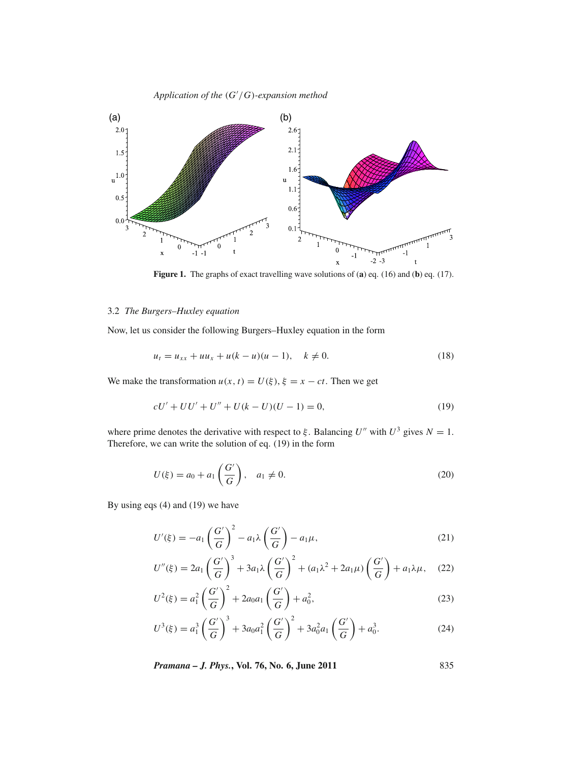**Figure 1.** The graphs of exact travelling wave solutions of (**a**) eq. (16) and (**b**) eq. (17).

### 3.2 *The Burgers–Huxley equation*

Now, let us consider the following Burgers–Huxley equation in the form

$$u_t = u_{xx} + uu_x + u(k - u)(u - 1), \quad k \neq 0. \tag{18}$$

We make the transformation $u(x, t) = U(\xi)$, $\xi = x - ct$. Then we get

$$cU' + UU' + U'' + U(k - U)(U - 1) = 0, \tag{19}$$

where prime denotes the derivative with respect to $\xi$. Balancing $U''$ with $U^3$ gives $N = 1$. Therefore, we can write the solution of eq. (19) in the form

$$U(\xi) = a_0 + a_1\left(\frac{G'}{G}\right), \quad a_1 \neq 0. \tag{20}$$

By using eqs (4) and (19) we have

$$U'(\xi) = -a_1\left(\frac{G'}{G}\right)^2 - a_1\lambda\left(\frac{G'}{G}\right) - a_1\mu, \tag{21}$$

$$U''(\xi) = 2a_1\left(\frac{G'}{G}\right)^3 + 3a_1\lambda\left(\frac{G'}{G}\right)^2 + (a_1\lambda^2 + 2a_1\mu)\left(\frac{G'}{G}\right) + a_1\lambda\mu, \tag{22}$$

$$U^2(\xi) = a_1^2\left(\frac{G'}{G}\right)^2 + 2a_0a_1\left(\frac{G'}{G}\right) + a_0^2, \tag{23}$$

$$U^3(\xi) = a_1^3\left(\frac{G'}{G}\right)^3 + 3a_0a_1^2\left(\frac{G'}{G}\right)^2 + 3a_0^2a_1\left(\frac{G'}{G}\right) + a_0^3. \tag{24}$$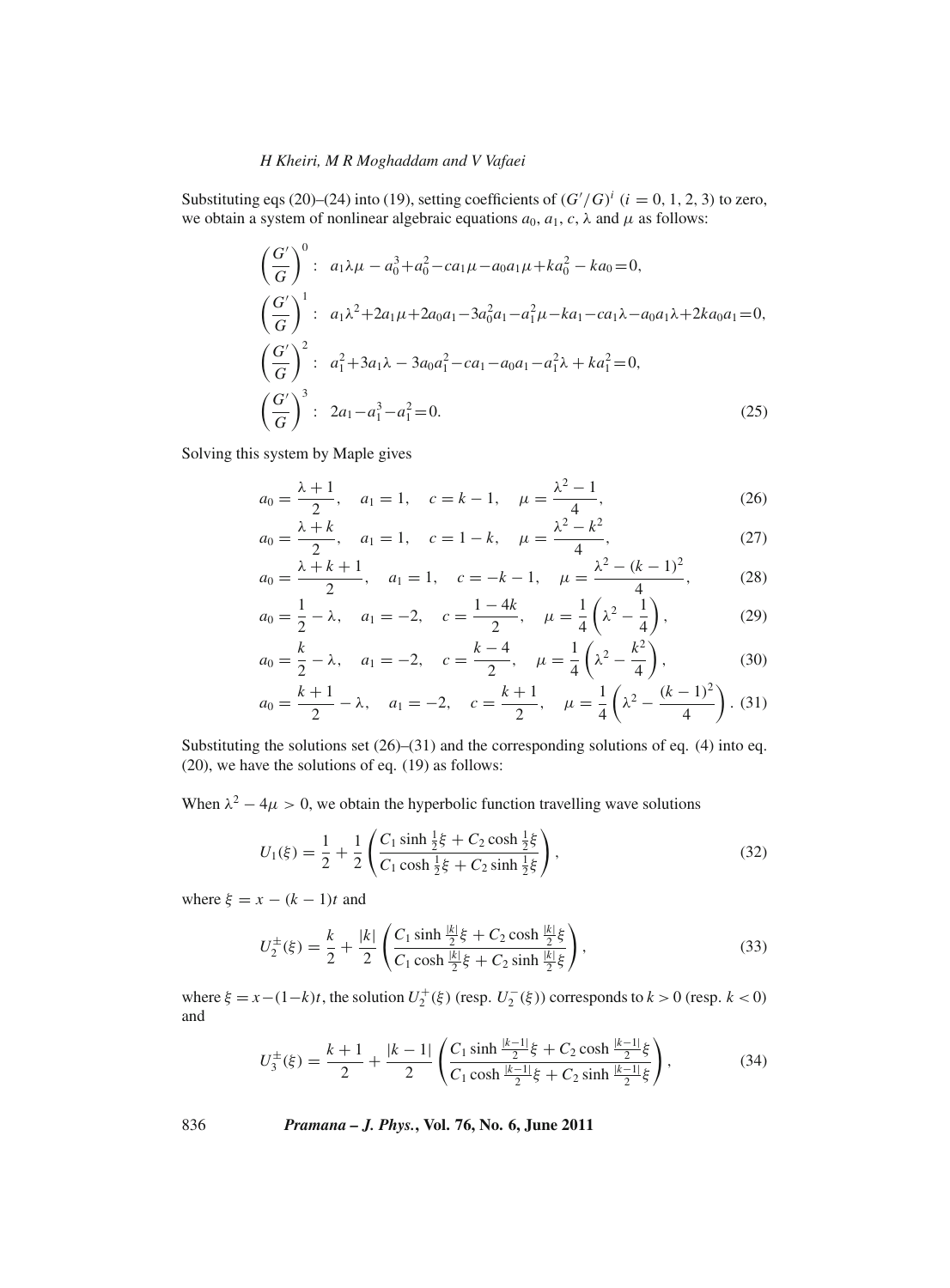Substituting eqs (20)–(24) into (19), setting coefficients of $(G'/G)^i$ $(i = 0, 1, 2, 3)$ to zero, we obtain a system of nonlinear algebraic equations $a_0$, $a_1$, $c$, $\lambda$ and $\mu$ as follows:

$$
\begin{aligned}
&\left(\frac{G'}{G}\right)^0: \; a_1\lambda\mu - a_0^3 + a_0^2 - ca_1\mu - a_0a_1\mu + ka_0^2 - ka_0 = 0,\\
&\left(\frac{G'}{G}\right)^1: \; a_1\lambda^2 + 2a_1\mu + 2a_0a_1 - 3a_0^2a_1 - a_1^2\mu - ka_1 - ca_1\lambda - a_0a_1\lambda + 2ka_0a_1 = 0,\\
&\left(\frac{G'}{G}\right)^2: \; a_1^2 + 3a_1\lambda - 3a_0a_1^2 - ca_1 - a_0a_1 - a_1^2\lambda + ka_1^2 = 0,\\
&\left(\frac{G'}{G}\right)^3: \; 2a_1 - a_1^3 - a_1^2 = 0.
\end{aligned}
\tag{25}
$$

Solving this system by Maple gives

$$a_0 = \frac{\lambda+1}{2}, \quad a_1 = 1, \quad c = k-1, \quad \mu = \frac{\lambda^2-1}{4}, \tag{26}$$

$$a_0 = \frac{\lambda+k}{2}, \quad a_1 = 1, \quad c = 1-k, \quad \mu = \frac{\lambda^2-k^2}{4}, \tag{27}$$

$$a_0 = \frac{\lambda+k+1}{2}, \quad a_1 = 1, \quad c = -k-1, \quad \mu = \frac{\lambda^2-(k-1)^2}{4}, \tag{28}$$

$$a_0 = \frac{1}{2} - \lambda, \quad a_1 = -2, \quad c = \frac{1-4k}{2}, \quad \mu = \frac{1}{4}\left(\lambda^2 - \frac{1}{4}\right), \tag{29}$$

$$a_0 = \frac{k}{2} - \lambda, \quad a_1 = -2, \quad c = \frac{k-4}{2}, \quad \mu = \frac{1}{4}\left(\lambda^2 - \frac{k^2}{4}\right), \tag{30}$$

$$a_0 = \frac{k+1}{2} - \lambda, \quad a_1 = -2, \quad c = \frac{k+1}{2}, \quad \mu = \frac{1}{4}\left(\lambda^2 - \frac{(k-1)^2}{4}\right). \tag{31}$$

Substituting the solutions set (26)–(31) and the corresponding solutions of eq. (4) into eq. (20), we have the solutions of eq. (19) as follows:

When $\lambda^2 - 4\mu > 0$, we obtain the hyperbolic function travelling wave solutions

$$U_1(\xi) = \frac{1}{2} + \frac{1}{2}\left(\frac{C_1 \sinh \frac{1}{2}\xi + C_2 \cosh \frac{1}{2}\xi}{C_1 \cosh \frac{1}{2}\xi + C_2 \sinh \frac{1}{2}\xi}\right), \tag{32}$$

where $\xi = x - (k-1)t$ and

$$U_2^{\pm}(\xi) = \frac{k}{2} + \frac{|k|}{2}\left(\frac{C_1 \sinh \frac{|k|}{2}\xi + C_2 \cosh \frac{|k|}{2}\xi}{C_1 \cosh \frac{|k|}{2}\xi + C_2 \sinh \frac{|k|}{2}\xi}\right), \tag{33}$$

where $\xi = x-(1-k)t$, the solution $U_2^{+}(\xi)$ (resp. $U_2^{-}(\xi)$) corresponds to $k > 0$ (resp. $k < 0$) and

$$U_3^{\pm}(\xi) = \frac{k+1}{2} + \frac{|k-1|}{2}\left(\frac{C_1 \sinh \frac{|k-1|}{2}\xi + C_2 \cosh \frac{|k-1|}{2}\xi}{C_1 \cosh \frac{|k-1|}{2}\xi + C_2 \sinh \frac{|k-1|}{2}\xi}\right), \tag{34}$$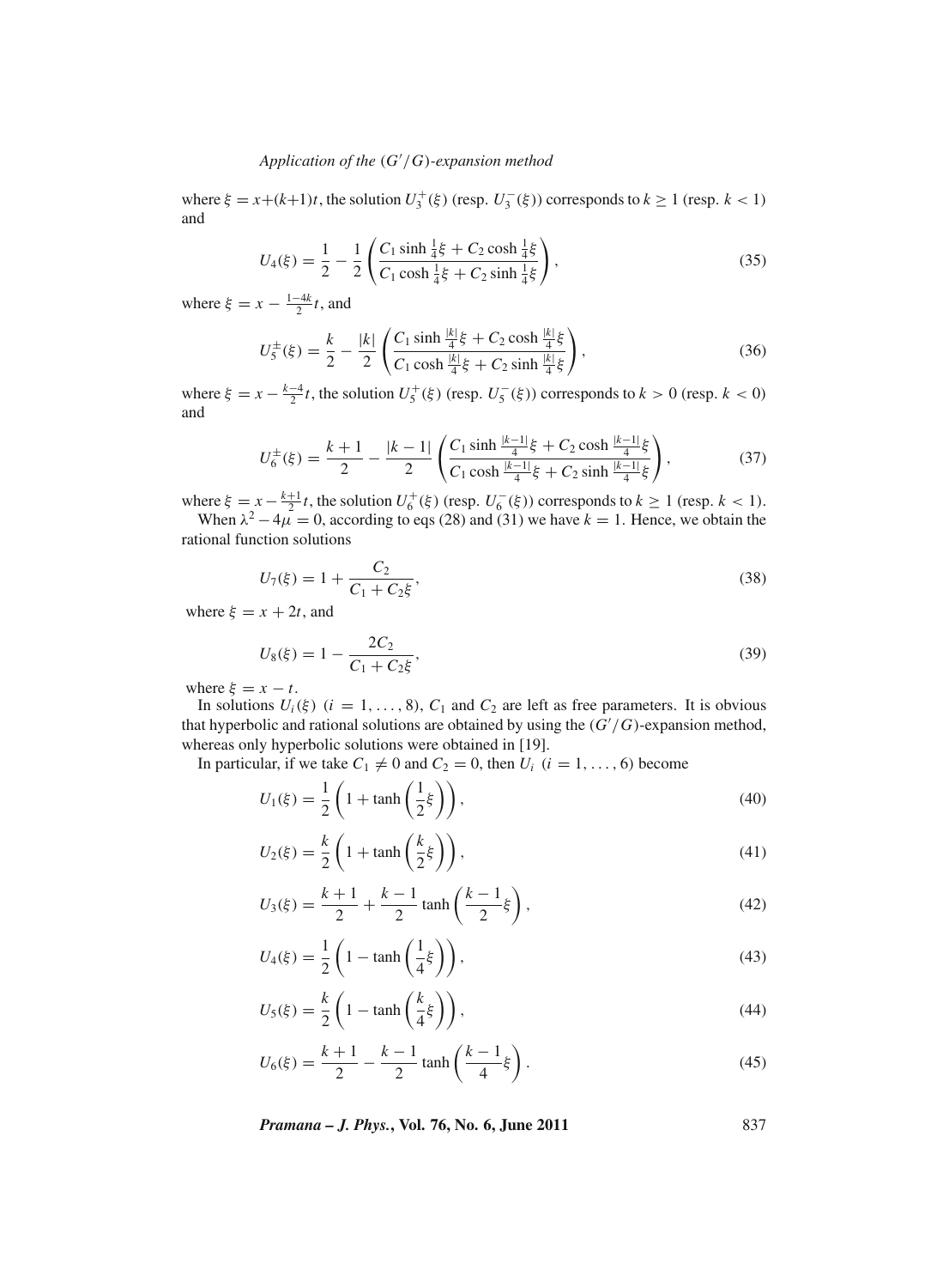where $\xi = x+(k+1)t$, the solution $U_3^+(\xi)$ (resp. $U_3^-(\xi)$) corresponds to $k \geq 1$ (resp. $k < 1$) and

$$U_4(\xi) = \frac{1}{2} - \frac{1}{2}\left(\frac{C_1 \sinh \frac{1}{4}\xi + C_2 \cosh \frac{1}{4}\xi}{C_1 \cosh \frac{1}{4}\xi + C_2 \sinh \frac{1}{4}\xi}\right), \tag{35}$$

where $\xi = x - \frac{1-4k}{2}t$, and

$$U_5^{\pm}(\xi) = \frac{k}{2} - \frac{|k|}{2}\left(\frac{C_1 \sinh \frac{|k|}{4}\xi + C_2 \cosh \frac{|k|}{4}\xi}{C_1 \cosh \frac{|k|}{4}\xi + C_2 \sinh \frac{|k|}{4}\xi}\right), \tag{36}$$

where $\xi = x - \frac{k-4}{2}t$, the solution $U_5^+(\xi)$ (resp. $U_5^-(\xi)$) corresponds to $k > 0$ (resp. $k < 0$) and

$$U_6^{\pm}(\xi) = \frac{k+1}{2} - \frac{|k-1|}{2}\left(\frac{C_1 \sinh \frac{|k-1|}{4}\xi + C_2 \cosh \frac{|k-1|}{4}\xi}{C_1 \cosh \frac{|k-1|}{4}\xi + C_2 \sinh \frac{|k-1|}{4}\xi}\right), \tag{37}$$

where $\xi = x - \frac{k+1}{2}t$, the solution $U_6^+(\xi)$ (resp. $U_6^-(\xi)$) corresponds to $k \geq 1$ (resp. $k < 1$).

When $\lambda^2 - 4\mu = 0$, according to eqs (28) and (31) we have $k = 1$. Hence, we obtain the rational function solutions

$$U_7(\xi) = 1 + \frac{C_2}{C_1 + C_2\xi}, \tag{38}$$

where $\xi = x + 2t$, and

$$U_8(\xi) = 1 - \frac{2C_2}{C_1 + C_2\xi}, \tag{39}$$

where $\xi = x - t$.

In solutions $U_i(\xi)$ $(i = 1, \ldots, 8)$, $C_1$ and $C_2$ are left as free parameters. It is obvious that hyperbolic and rational solutions are obtained by using the $(G'/G)$-expansion method, whereas only hyperbolic solutions were obtained in [19].

In particular, if we take $C_1 \neq 0$ and $C_2 = 0$, then $U_i$ $(i = 1, \ldots, 6)$ become

$$U_1(\xi) = \frac{1}{2}\left(1 + \tanh\left(\frac{1}{2}\xi\right)\right), \tag{40}$$

$$U_2(\xi) = \frac{k}{2}\left(1 + \tanh\left(\frac{k}{2}\xi\right)\right), \tag{41}$$

$$U_3(\xi) = \frac{k+1}{2} + \frac{k-1}{2}\tanh\left(\frac{k-1}{2}\xi\right), \tag{42}$$

$$U_4(\xi) = \frac{1}{2}\left(1 - \tanh\left(\frac{1}{4}\xi\right)\right), \tag{43}$$

$$U_5(\xi) = \frac{k}{2}\left(1 - \tanh\left(\frac{k}{4}\xi\right)\right), \tag{44}$$

$$U_6(\xi) = \frac{k+1}{2} - \frac{k-1}{2}\tanh\left(\frac{k-1}{4}\xi\right). \tag{45}$$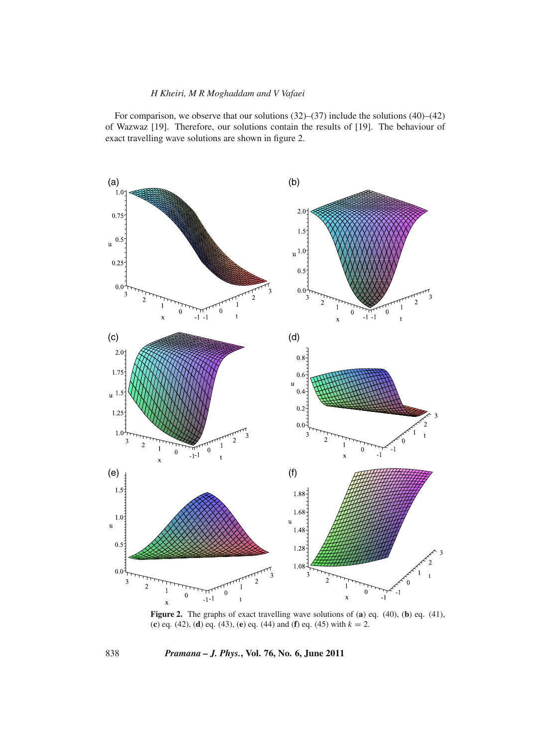For comparison, we observe that our solutions (32)–(37) include the solutions (40)–(42) of Wazwaz [19]. Therefore, our solutions contain the results of [19]. The behaviour of exact travelling wave solutions are shown in figure 2.

**Figure 2.** The graphs of exact travelling wave solutions of (**a**) eq. (40), (**b**) eq. (41), (**c**) eq. (42), (**d**) eq. (43), (**e**) eq. (44) and (**f**) eq. (45) with $k = 2$.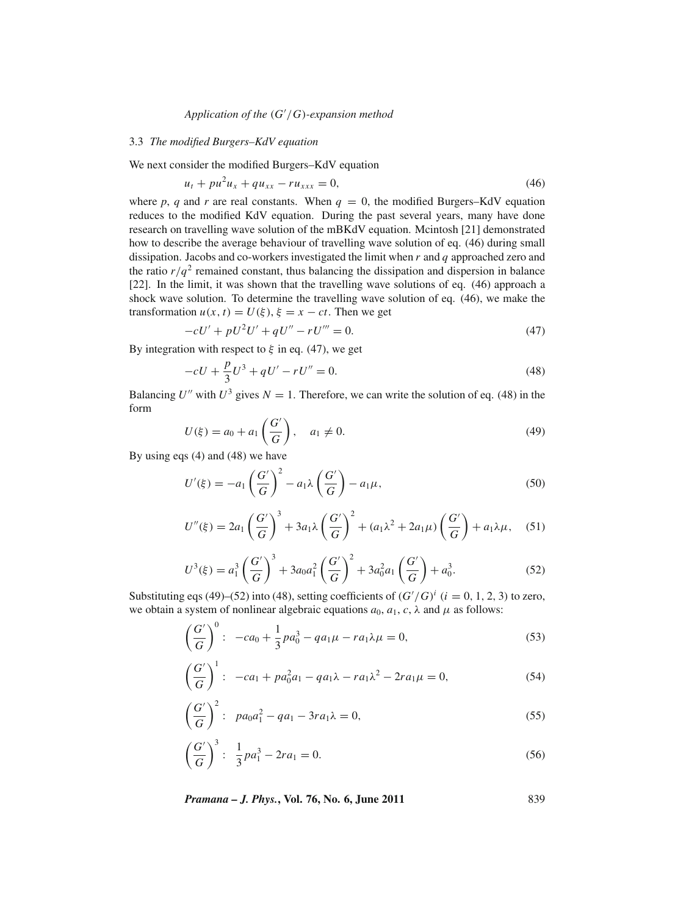### 3.3 *The modified Burgers–KdV equation*

We next consider the modified Burgers–KdV equation

$$u_t + pu^2 u_x + qu_{xx} - ru_{xxx} = 0, \tag{46}$$

where $p$, $q$ and $r$ are real constants. When $q = 0$, the modified Burgers–KdV equation reduces to the modified KdV equation. During the past several years, many have done research on travelling wave solution of the mBKdV equation. Mcintosh [21] demonstrated how to describe the average behaviour of travelling wave solution of eq. (46) during small dissipation. Jacobs and co-workers investigated the limit when $r$ and $q$ approached zero and the ratio $r/q^2$ remained constant, thus balancing the dissipation and dispersion in balance [22]. In the limit, it was shown that the travelling wave solutions of eq. (46) approach a shock wave solution. To determine the travelling wave solution of eq. (46), we make the transformation $u(x,t) = U(\xi)$, $\xi = x - ct$. Then we get

$$-cU' + pU^2U' + qU'' - rU''' = 0. \tag{47}$$

By integration with respect to $\xi$ in eq. (47), we get

$$-cU + \frac{p}{3}U^3 + qU' - rU'' = 0. \tag{48}$$

Balancing $U''$ with $U^3$ gives $N = 1$. Therefore, we can write the solution of eq. (48) in the form

$$U(\xi) = a_0 + a_1\left(\frac{G'}{G}\right), \quad a_1 \neq 0. \tag{49}$$

By using eqs (4) and (48) we have

$$U'(\xi) = -a_1\left(\frac{G'}{G}\right)^2 - a_1\lambda\left(\frac{G'}{G}\right) - a_1\mu, \tag{50}$$

$$U''(\xi) = 2a_1\left(\frac{G'}{G}\right)^3 + 3a_1\lambda\left(\frac{G'}{G}\right)^2 + (a_1\lambda^2 + 2a_1\mu)\left(\frac{G'}{G}\right) + a_1\lambda\mu, \tag{51}$$

$$U^3(\xi) = a_1^3\left(\frac{G'}{G}\right)^3 + 3a_0a_1^2\left(\frac{G'}{G}\right)^2 + 3a_0^2a_1\left(\frac{G'}{G}\right) + a_0^3. \tag{52}$$

Substituting eqs (49)–(52) into (48), setting coefficients of $(G'/G)^i$ $(i = 0, 1, 2, 3)$ to zero, we obtain a system of nonlinear algebraic equations $a_0$, $a_1$, $c$, $\lambda$ and $\mu$ as follows:

$$\left(\frac{G'}{G}\right)^0: \quad -ca_0 + \frac{1}{3}pa_0^3 - qa_1\mu - ra_1\lambda\mu = 0, \tag{53}$$

$$\left(\frac{G'}{G}\right)^1: \quad -ca_1 + pa_0^2a_1 - qa_1\lambda - ra_1\lambda^2 - 2ra_1\mu = 0, \tag{54}$$

$$\left(\frac{G'}{G}\right)^2: \quad pa_0a_1^2 - qa_1 - 3ra_1\lambda = 0, \tag{55}$$

$$\left(\frac{G'}{G}\right)^3: \quad \frac{1}{3}pa_1^3 - 2ra_1 = 0. \tag{56}$$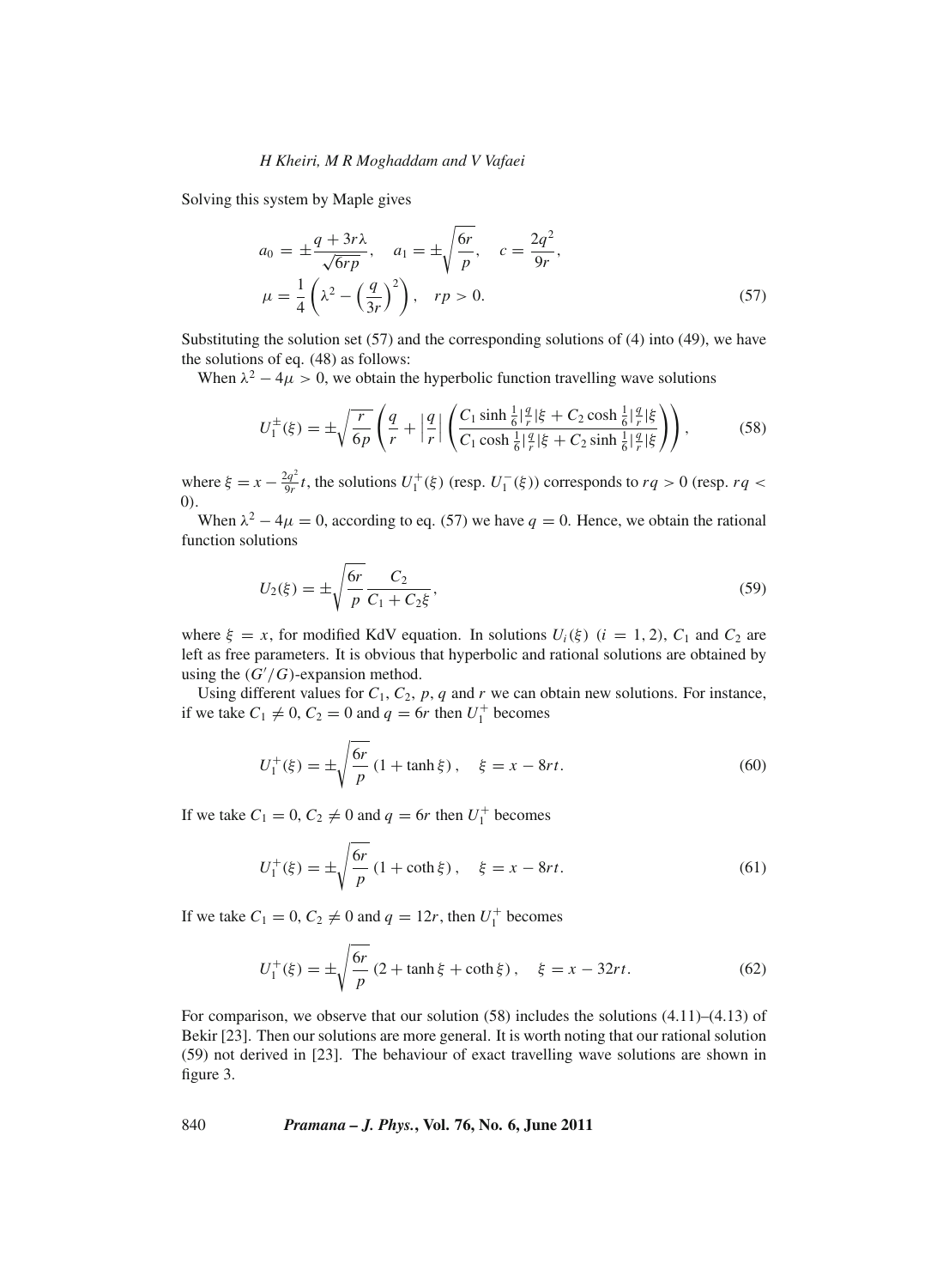Solving this system by Maple gives

$$
\begin{aligned}
a_0 &= \pm\frac{q+3r\lambda}{\sqrt{6rp}}, \quad a_1 = \pm\sqrt{\frac{6r}{p}}, \quad c = \frac{2q^2}{9r}, \\
\mu &= \frac{1}{4}\left(\lambda^2 - \left(\frac{q}{3r}\right)^2\right), \quad rp > 0.
\end{aligned} \tag{57}
$$

Substituting the solution set (57) and the corresponding solutions of (4) into (49), we have the solutions of eq. (48) as follows:

When $\lambda^2 - 4\mu > 0$, we obtain the hyperbolic function travelling wave solutions

$$
U_1^{\pm}(\xi) = \pm\sqrt{\frac{r}{6p}}\left(\frac{q}{r} + \left|\frac{q}{r}\right|\left(\frac{C_1\sinh\frac{1}{6}|\frac{q}{r}|\xi + C_2\cosh\frac{1}{6}|\frac{q}{r}|\xi}{C_1\cosh\frac{1}{6}|\frac{q}{r}|\xi + C_2\sinh\frac{1}{6}|\frac{q}{r}|\xi}\right)\right), \tag{58}
$$

where $\xi = x - \frac{2q^2}{9r}t$, the solutions $U_1^+(\xi)$ (resp. $U_1^-(\xi)$) corresponds to $rq > 0$ (resp. $rq < 0$).

When $\lambda^2 - 4\mu = 0$, according to eq. (57) we have $q = 0$. Hence, we obtain the rational function solutions

$$
U_2(\xi) = \pm\sqrt{\frac{6r}{p}}\frac{C_2}{C_1 + C_2\xi}, \tag{59}
$$

where $\xi = x$, for modified KdV equation. In solutions $U_i(\xi)$ $(i = 1, 2)$, $C_1$ and $C_2$ are left as free parameters. It is obvious that hyperbolic and rational solutions are obtained by using the $(G'/G)$-expansion method.

Using different values for $C_1$, $C_2$, $p$, $q$ and $r$ we can obtain new solutions. For instance, if we take $C_1 \neq 0$, $C_2 = 0$ and $q = 6r$ then $U_1^+$ becomes

$$
U_1^+(\xi) = \pm\sqrt{\frac{6r}{p}}\left(1 + \tanh\xi\right), \quad \xi = x - 8rt. \tag{60}
$$

If we take $C_1 = 0$, $C_2 \neq 0$ and $q = 6r$ then $U_1^+$ becomes

$$
U_1^+(\xi) = \pm\sqrt{\frac{6r}{p}}\left(1 + \coth\xi\right), \quad \xi = x - 8rt. \tag{61}
$$

If we take $C_1 = 0$, $C_2 \neq 0$ and $q = 12r$, then $U_1^+$ becomes

$$
U_1^+(\xi) = \pm\sqrt{\frac{6r}{p}}\left(2 + \tanh\xi + \coth\xi\right), \quad \xi = x - 32rt. \tag{62}
$$

For comparison, we observe that our solution (58) includes the solutions (4.11)–(4.13) of Bekir [23]. Then our solutions are more general. It is worth noting that our rational solution (59) not derived in [23]. The behaviour of exact travelling wave solutions are shown in figure 3.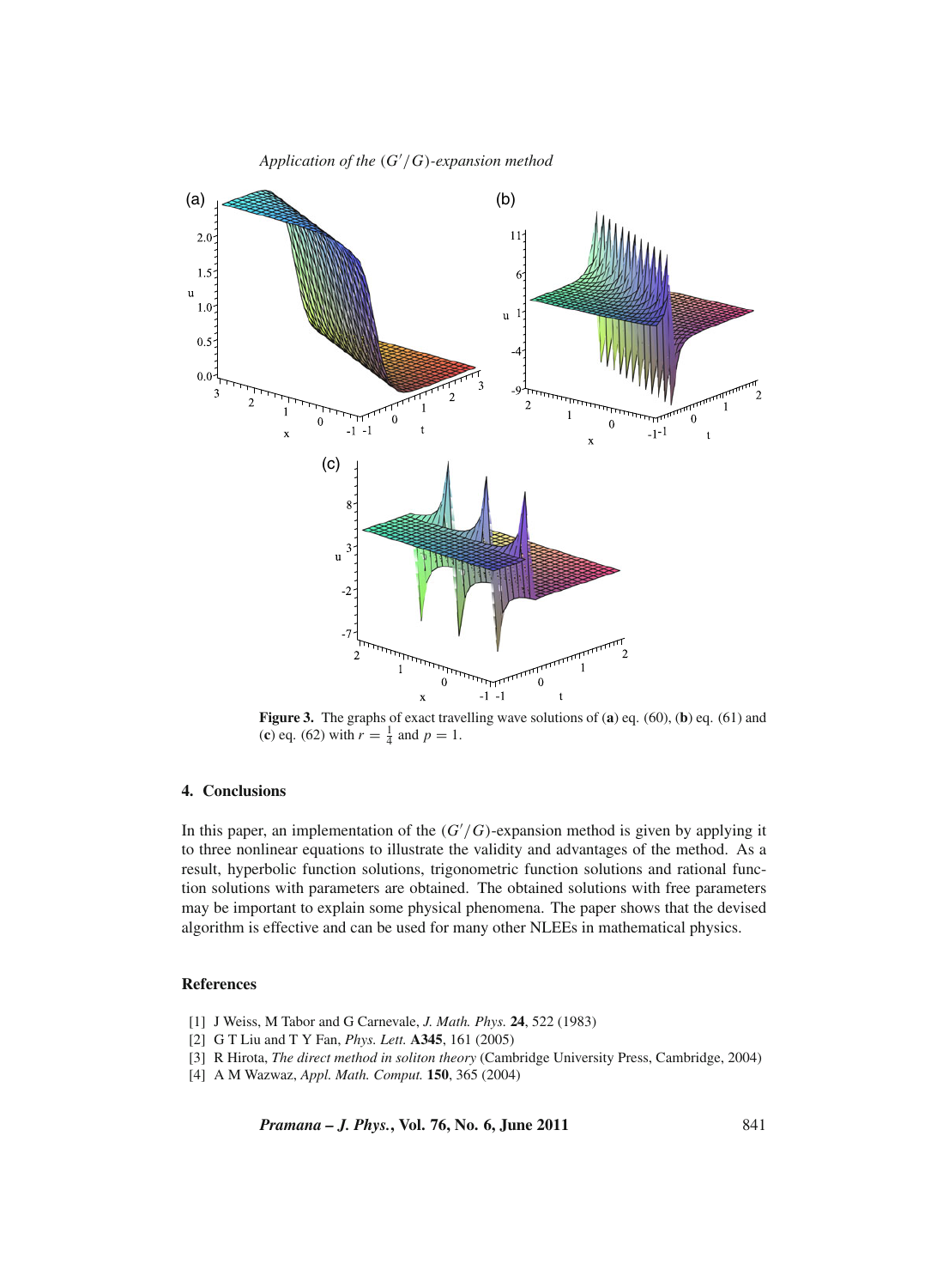**Figure 3.** The graphs of exact travelling wave solutions of (**a**) eq. (60), (**b**) eq. (61) and (**c**) eq. (62) with $r = \frac{1}{4}$ and $p = 1$.

## 4. Conclusions

In this paper, an implementation of the $(G'/G)$-expansion method is given by applying it to three nonlinear equations to illustrate the validity and advantages of the method. As a result, hyperbolic function solutions, trigonometric function solutions and rational function solutions with parameters are obtained. The obtained solutions with free parameters may be important to explain some physical phenomena. The paper shows that the devised algorithm is effective and can be used for many other NLEEs in mathematical physics.

## References

[1] J Weiss, M Tabor and G Carnevale, *J. Math. Phys.* **24**, 522 (1983)

[2] G T Liu and T Y Fan, *Phys. Lett.* **A345**, 161 (2005)

[3] R Hirota, *The direct method in soliton theory* (Cambridge University Press, Cambridge, 2004)

[4] A M Wazwaz, *Appl. Math. Comput.* **150**, 365 (2004)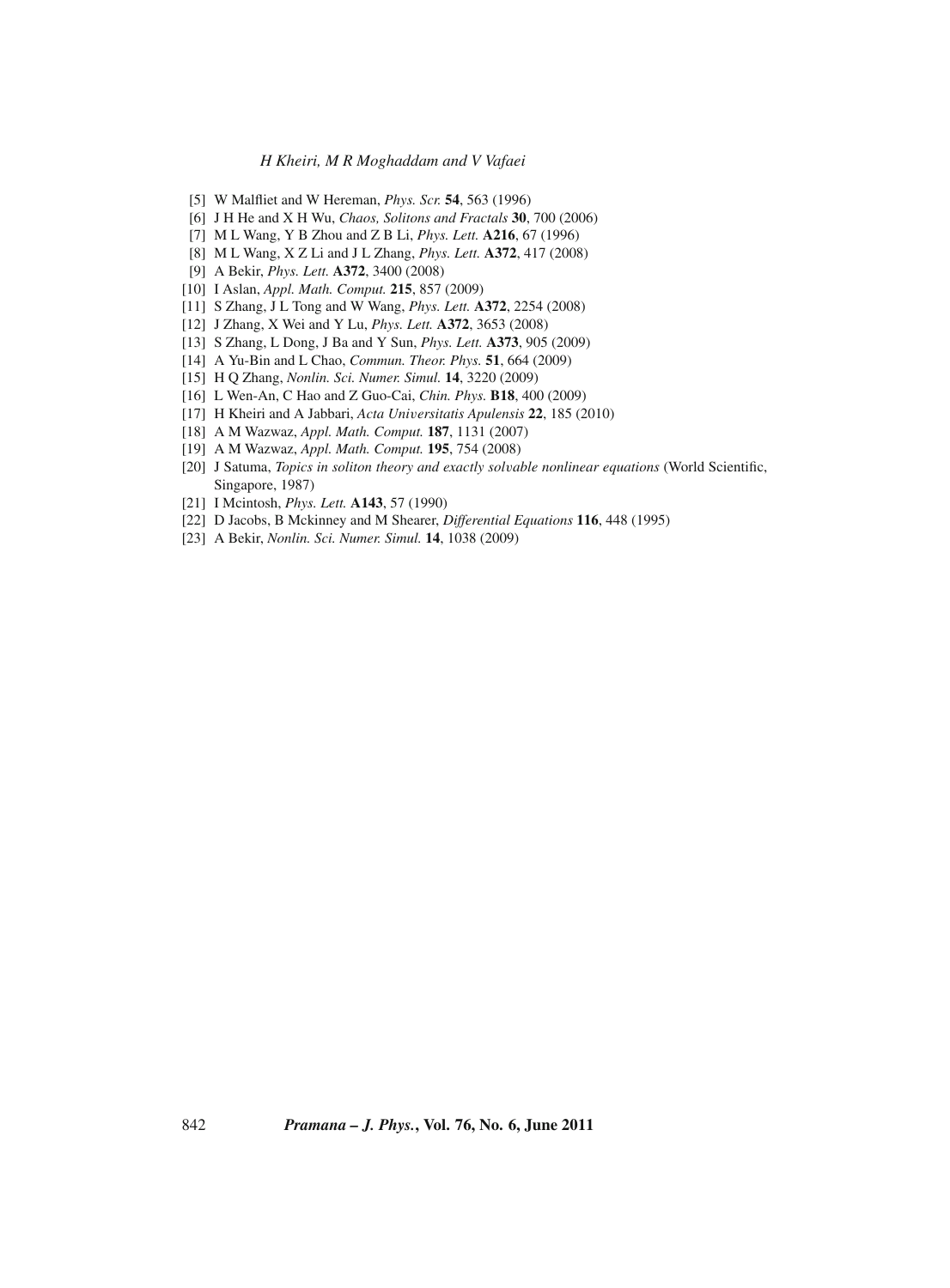[5] W Malfliet and W Hereman, *Phys. Scr.* **54**, 563 (1996)
[6] J H He and X H Wu, *Chaos, Solitons and Fractals* **30**, 700 (2006)
[7] M L Wang, Y B Zhou and Z B Li, *Phys. Lett.* **A216**, 67 (1996)
[8] M L Wang, X Z Li and J L Zhang, *Phys. Lett.* **A372**, 417 (2008)
[9] A Bekir, *Phys. Lett.* **A372**, 3400 (2008)
[10] I Aslan, *Appl. Math. Comput.* **215**, 857 (2009)
[11] S Zhang, J L Tong and W Wang, *Phys. Lett.* **A372**, 2254 (2008)
[12] J Zhang, X Wei and Y Lu, *Phys. Lett.* **A372**, 3653 (2008)
[13] S Zhang, L Dong, J Ba and Y Sun, *Phys. Lett.* **A373**, 905 (2009)
[14] A Yu-Bin and L Chao, *Commun. Theor. Phys.* **51**, 664 (2009)
[15] H Q Zhang, *Nonlin. Sci. Numer. Simul.* **14**, 3220 (2009)
[16] L Wen-An, C Hao and Z Guo-Cai, *Chin. Phys.* **B18**, 400 (2009)
[17] H Kheiri and A Jabbari, *Acta Universitatis Apulensis* **22**, 185 (2010)
[18] A M Wazwaz, *Appl. Math. Comput.* **187**, 1131 (2007)
[19] A M Wazwaz, *Appl. Math. Comput.* **195**, 754 (2008)
[20] J Satuma, *Topics in soliton theory and exactly solvable nonlinear equations* (World Scientific, Singapore, 1987)
[21] I Mcintosh, *Phys. Lett.* **A143**, 57 (1990)
[22] D Jacobs, B Mckinney and M Shearer, *Differential Equations* **116**, 448 (1995)
[23] A Bekir, *Nonlin. Sci. Numer. Simul.* **14**, 1038 (2009)